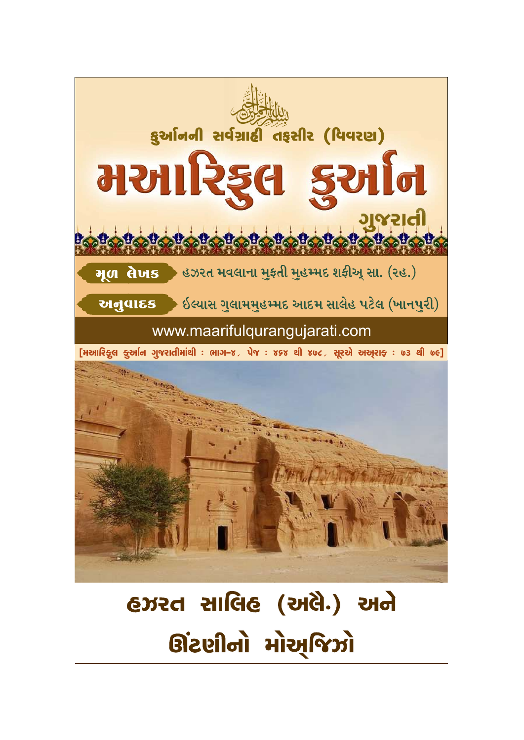بِسْمِ اللهِ الرَّحْمٰنِ الرَّحِيْمِ

કુર્આનની સર્વગ્રાહી તફસીર (વિવરણ)

# મઆરિફુલ કુર્આન

ગુજરાતી

**મૂળ લેખક** હઝરત મવલાના મુફ્તી મુહમ્મદ શફીઅ્ સા. (રહ.)

**અનુવાદક** ઈલ્યાસ ગુલામમુહમ્મદ આદમ સાલેહ પટેલ (ખાનપુરી)

www.maarifulqurangujarati.com

[મઆરિફુલ કુર્આન ગુજરાતીમાંથી : ભાગ-૪, પેજ : ૪૬૪ થી ૪૭૮, સૂરએ અઅ્રાફ : ૭૩ થી ૭૯]

# હઝરત સાલિહ (અલૈ.) અને ઊંટણીનો મોઅ્જિઝો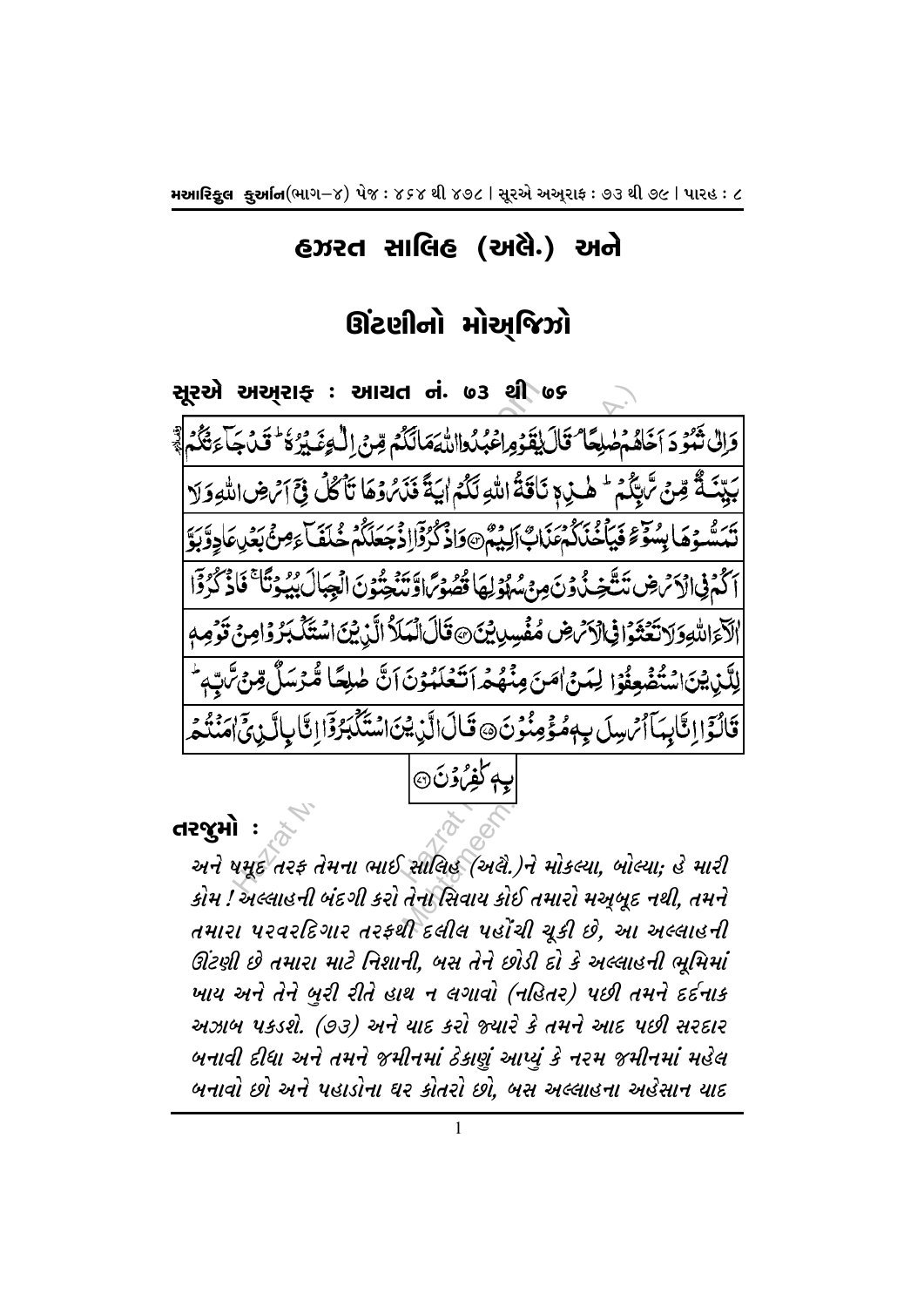# હઝરત સાલિહ (અલૈ.) અને

# ઊંટણીનો મોઅ્જિઝો

## સૂરએ અઅ્રાફ : આયત નં. ૭૩ થી ૭૬

وَإِلَىٰ ثَمُودَ أَخَاهُمْ صَالِحًا ۗ قَالَ يَا قَوْمِ اعْبُدُوا اللَّهَ مَا لَكُم مِّنْ إِلَٰهٍ غَيْرُهُ ۖ قَدْ جَاءَتْكُم بَيِّنَةٌ مِّن رَّبِّكُمْ ۖ هَٰذِهِ نَاقَةُ اللَّهِ لَكُمْ آيَةً ۖ فَذَرُوهَا تَأْكُلْ فِي أَرْضِ اللَّهِ ۖ وَلَا تَمَسُّوهَا بِسُوءٍ فَيَأْخُذَكُمْ عَذَابٌ أَلِيمٌ ﴿٧٣﴾ وَاذْكُرُوا إِذْ جَعَلَكُمْ خُلَفَاءَ مِن بَعْدِ عَادٍ وَبَوَّأَكُمْ فِي الْأَرْضِ تَتَّخِذُونَ مِن سُهُولِهَا قُصُورًا وَتَنْحِتُونَ الْجِبَالَ بُيُوتًا ۖ فَاذْكُرُوا آلَاءَ اللَّهِ وَلَا تَعْثَوْا فِي الْأَرْضِ مُفْسِدِينَ ﴿٧٤﴾ قَالَ الْمَلَأُ الَّذِينَ اسْتَكْبَرُوا مِن قَوْمِهِ لِلَّذِينَ اسْتُضْعِفُوا لِمَنْ آمَنَ مِنْهُمْ أَتَعْلَمُونَ أَنَّ صَالِحًا مُّرْسَلٌ مِّن رَّبِّهِ ۚ قَالُوا إِنَّا بِمَا أُرْسِلَ بِهِ مُؤْمِنُونَ ﴿٧٥﴾ قَالَ الَّذِينَ اسْتَكْبَرُوا إِنَّا بِالَّذِي آمَنتُم بِهِ كَافِرُونَ ﴿٧٦﴾

**તરજુમો :**

*અને ષમૂદ તરફ તેમના ભાઈ સાલિહ (અલૈ.)ને મોકલ્યા, બોલ્યા; હે મારી કોમ ! અલ્લાહની બંદગી કરો તેના સિવાય કોઈ તમારો મઅ્બૂદ નથી, તમને તમારા પરવરદિગાર તરફથી દલીલ પહોંચી ચૂકી છે, આ અલ્લાહની ઊંટણી છે તમારા માટે નિશાની, બસ તેને છોડી દો કે અલ્લાહની ભૂમિમાં ખાય અને તેને બુરી રીતે હાથ ન લગાવો (નહિતર) પછી તમને દર્દનાક અઝાબ પકડશે. (૭૩) અને યાદ કરો જ્યારે કે તમને આદ પછી સરદાર બનાવી દીધા અને તમને જમીનમાં ઠેકાણું આપ્યું કે નરમ જમીનમાં મહેલ બનાવો છો અને પહાડોના ઘર કોતરો છો, બસ અલ્લાહના અહેસાન યાદ*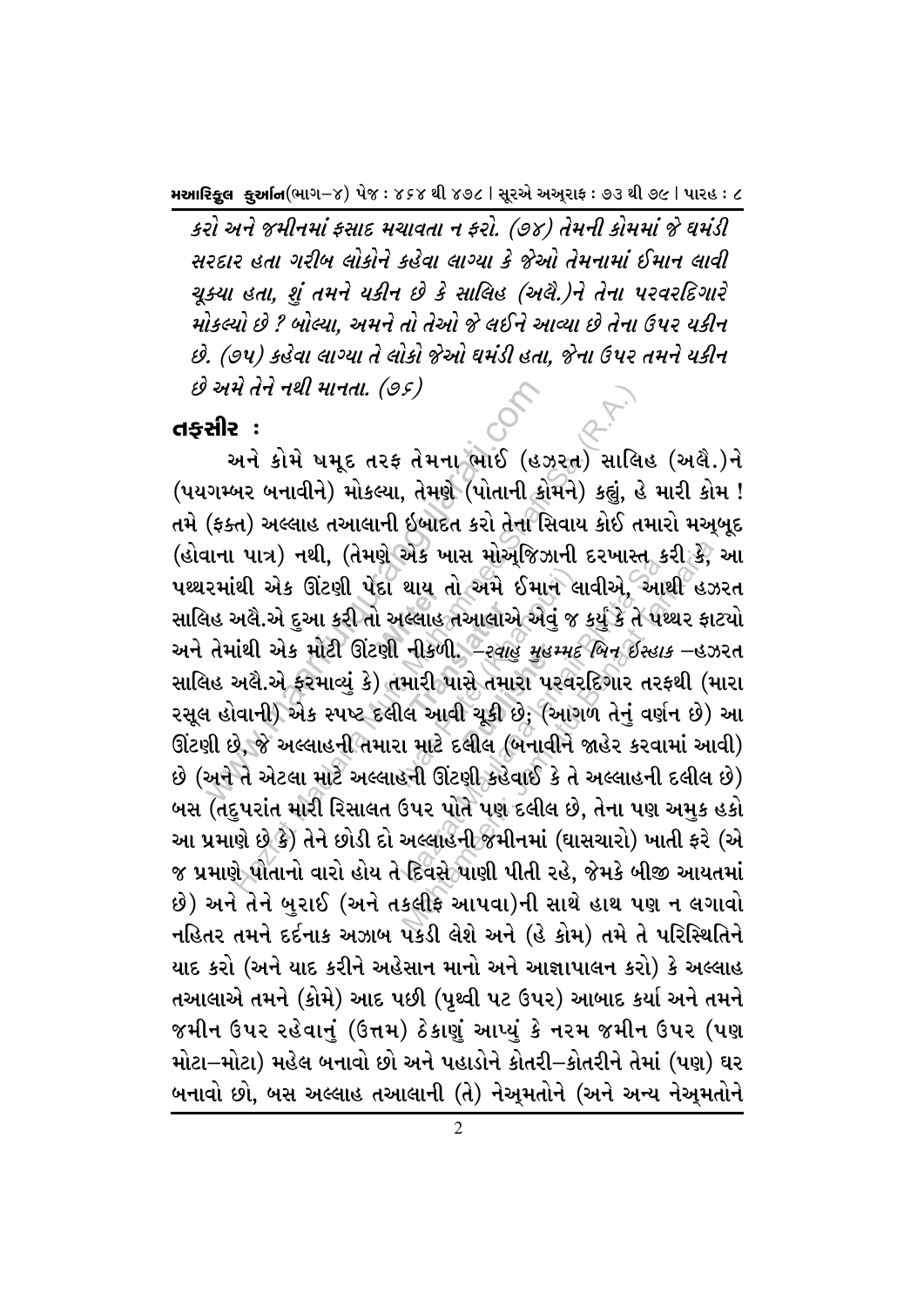*કરો અને જમીનમાં ફસાદ મચાવતા ન ફરો. (૭૪) તેમની કોમમાં જે ઘમંડી સરદાર હતા ગરીબ લોકોને કહેવા લાગ્યા કે જેઓ તેમનામાં ઈમાન લાવી ચૂક્યા હતા, શું તમને યકીન છે કે સાલિહ (અલૈ.)ને તેના પરવરદિગારે મોકલ્યો છે ? બોલ્યા, અમને તો તેઓ જે લઈને આવ્યા છે તેના ઉપર યકીન છે. (૭૫) કહેવા લાગ્યા તે લોકો જેઓ ઘમંડી હતા, જેના ઉપર તમને યકીન છે અમે તેને નથી માનતા. (૭૬)*

## તફસીર :

અને કોમે ષમૂદ તરફ તેમના ભાઈ (હઝરત) સાલિહ (અલૈ.)ને (પયગમ્બર બનાવીને) મોકલ્યા, તેમણે (પોતાની કોમને) કહ્યું, હે મારી કોમ ! તમે (ફક્ત) અલ્લાહ તઆલાની ઈબાદત કરો તેના સિવાય કોઈ તમારો મઅ્બૂદ (હોવાના પાત્ર) નથી, (તેમણે એક ખાસ મોઅ્જિઝાની દરખાસ્ત કરી કે, આ પથ્થરમાંથી એક ઊંટણી પેદા થાય તો અમે ઈમાન લાવીએ, આથી હઝરત સાલિહ અલૈ.એ દુઆ કરી તો અલ્લાહ તઆલાએ એવું જ કર્યું કે તે પથ્થર ફાટ્યો અને તેમાંથી એક મોટી ઊંટણી નીકળી. *–રવાહુ મુહમ્મદ બિન ઈસ્હાક* –હઝરત સાલિહ અલૈ.એ ફરમાવ્યું કે) તમારી પાસે તમારા પરવરદિગાર તરફથી (મારા રસૂલ હોવાની) એક સ્પષ્ટ દલીલ આવી ચૂકી છે; (આગળ તેનું વર્ણન છે) આ ઊંટણી છે, જે અલ્લાહની તમારા માટે દલીલ (બનાવીને જાહેર કરવામાં આવી) છે (અને તે એટલા માટે અલ્લાહની ઊંટણી કહેવાઈ કે તે અલ્લાહની દલીલ છે) બસ (તદ્ઉપરાંત મારી રિસાલત ઉપર પોતે પણ દલીલ છે, તેના પણ અમુક હકો આ પ્રમાણે છે કે) તેને છોડી દો અલ્લાહની જમીનમાં (ઘાસચારો) ખાતી ફરે (એ જ પ્રમાણે પોતાનો વારો હોય તે દિવસે પાણી પીતી રહે, જેમકે બીજી આયતમાં છે) અને તેને બુરાઈ (અને તકલીફ આપવા)ની સાથે હાથ પણ ન લગાવો નહિતર તમને દર્દનાક અઝાબ પકડી લેશે અને (હે કોમ) તમે તે પરિસ્થિતિને યાદ કરો (અને યાદ કરીને અહેસાન માનો અને આજ્ઞાપાલન કરો) કે અલ્લાહ તઆલાએ તમને (કોમે) આદ પછી (પૃથ્વી પટ ઉપર) આબાદ કર્યા અને તમને જમીન ઉપર રહેવાનું (ઉત્તમ) ઠેકાણું આપ્યું કે નરમ જમીન ઉપર (પણ મોટા–મોટા) મહેલ બનાવો છો અને પહાડોને કોતરી–કોતરીને તેમાં (પણ) ઘર બનાવો છો, બસ અલ્લાહ તઆલાની (તે) નેઅ્મતોને (અને અન્ય નેઅ્મતોને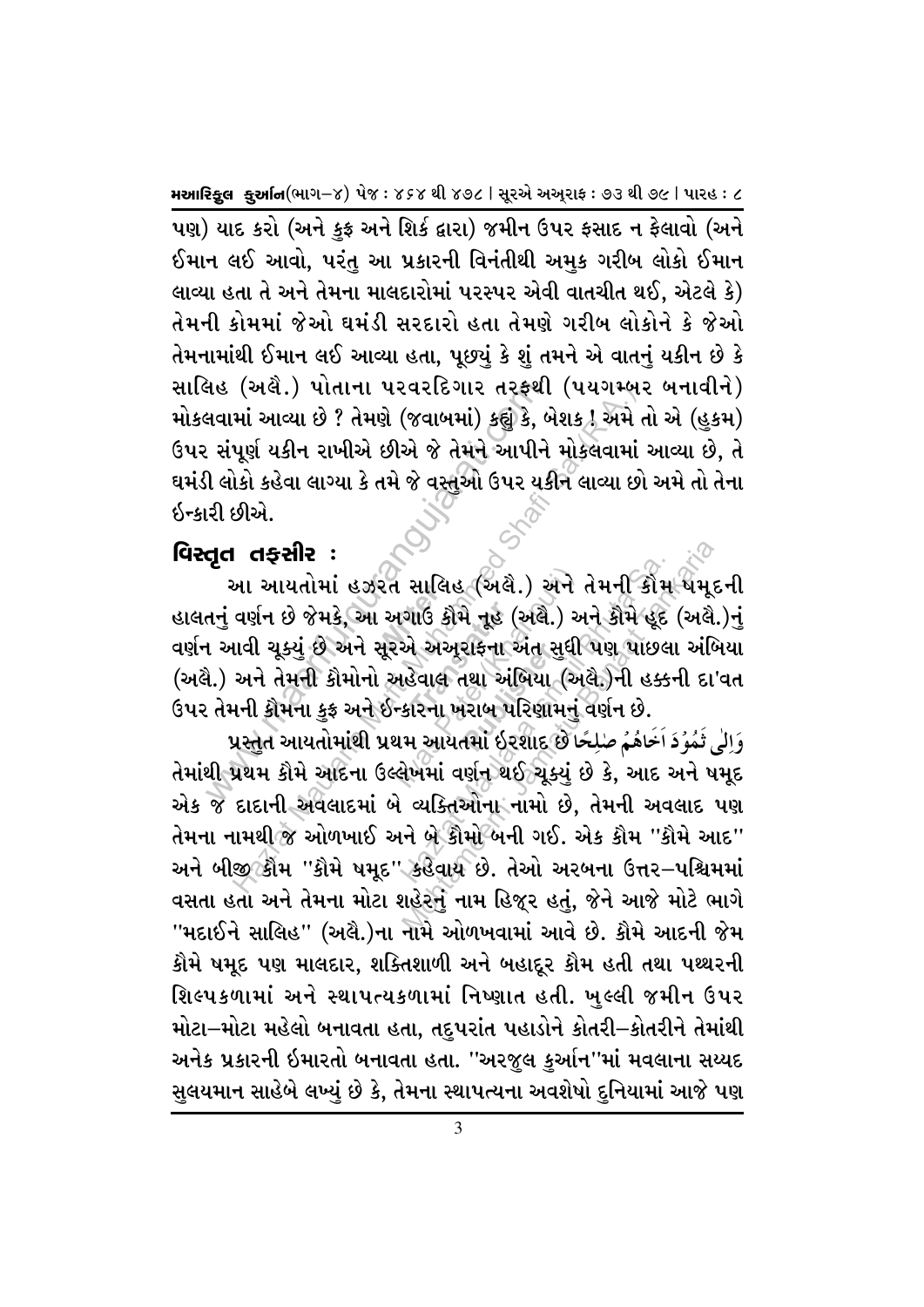પણ) યાદ કરો (અને કુફ્ર અને શિર્ક દ્વારા) જમીન ઉપર ફસાદ ન ફેલાવો (અને ઈમાન લઈ આવો, પરંતુ આ પ્રકારની વિનંતીથી અમુક ગરીબ લોકો ઈમાન લાવ્યા હતા તે અને તેમના માલદારોમાં પરસ્પર એવી વાતચીત થઈ, એટલે કે) તેમની કોમમાં જેઓ ઘમંડી સરદારો હતા તેમણે ગરીબ લોકોને કે જેઓ તેમનામાંથી ઈમાન લઈ આવ્યા હતા, પૂછ્યું કે શું તમને એ વાતનું યકીન છે કે સાલિહ (અલૈ.) પોતાના પરવરદિગાર તરફથી (પયગમ્બર બનાવીને) મોકલવામાં આવ્યા છે ? તેમણે (જવાબમાં) કહ્યું કે, બેશક ! અમે તો એ (હુકમ) ઉપર સંપૂર્ણ યકીન રાખીએ છીએ જે તેમને આપીને મોકલવામાં આવ્યા છે, તે ઘમંડી લોકો કહેવા લાગ્યા કે તમે જે વસ્તુઓ ઉપર યકીન લાવ્યા છો અમે તો તેના ઈન્કારી છીએ.

## વિસ્તૃત તફસીર :

આ આયતોમાં હઝરત સાલિહ (અલૈ.) અને તેમની કૌમ ષમૂદની હાલતનું વર્ણન છે જેમકે, આ અગાઉ કૌમે નૂહ (અલૈ.) અને કૌમે હૂદ (અલૈ.)નું વર્ણન આવી ચૂક્યું છે અને સૂરએ અઅ્રાફના અંત સુધી પણ પાછલા અંબિયા (અલૈ.) અને તેમની કૌમોનો અહેવાલ તથા અંબિયા (અલૈ.)ની હક્કની દા'વત ઉપર તેમની કૌમના કુફ્ર અને ઈન્કારના ખરાબ પરિણામનું વર્ણન છે.

પ્રસ્તુત આયતોમાંથી પ્રથમ આયતમાં ઈરશાદ છે وَاِلٰی ثَمُوْدَ اَخَاهُمْ صٰلِحًا તેમાંથી પ્રથમ કૌમે આદના ઉલ્લેખમાં વર્ણન થઈ ચૂક્યું છે કે, આદ અને ષમૂદ એક જ દાદાની અવલાદમાં બે વ્યક્તિઓના નામો છે, તેમની અવલાદ પણ તેમના નામથી જ ઓળખાઈ અને બે કૌમો બની ગઈ. એક કૌમ "કૌમે આદ" અને બીજી કૌમ "કૌમે ષમૂદ" કહેવાય છે. તેઓ અરબના ઉત્તર–પશ્ચિમમાં વસતા હતા અને તેમના મોટા શહેરનું નામ હિજ્ર હતું, જેને આજે મોટે ભાગે "મદાઈને સાલિહ" (અલૈ.)ના નામે ઓળખવામાં આવે છે. કૌમે આદની જેમ કૌમે ષમૂદ પણ માલદાર, શક્તિશાળી અને બહાદૂર કૌમ હતી તથા પથ્થરની શિલ્પકળામાં અને સ્થાપત્યકળામાં નિષ્ણાત હતી. ખુલ્લી જમીન ઉપર મોટા–મોટા મહેલો બનાવતા હતા, તદ્દુપરાંત પહાડોને કોતરી–કોતરીને તેમાંથી અનેક પ્રકારની ઈમારતો બનાવતા હતા. "અરજુલ કુર્આન"માં મવલાના સય્યદ સુલયમાન સાહેબે લખ્યું છે કે, તેમના સ્થાપત્યના અવશેષો દુનિયામાં આજે પણ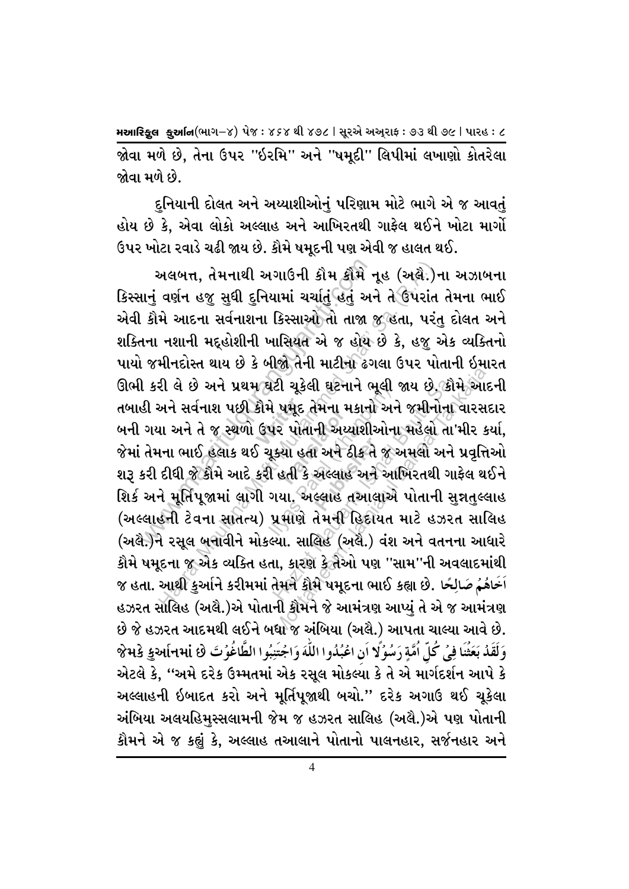જોવા મળે છે, તેના ઉપર "ઇરમિ" અને "ષમૂદી" લિપીમાં લખાણો કોતરેલા જોવા મળે છે.

દુનિયાની દોલત અને અય્યાશીઓનું પરિણામ મોટે ભાગે એ જ આવતું હોય છે કે, એવા લોકો અલ્લાહ અને આખિરતથી ગાફેલ થઈને ખોટા માર્ગો ઉપર ખોટા રવાડે ચઢી જાય છે. કૌમે ષમૂદની પણ એવી જ હાલત થઈ.

અલબત્ત, તેમનાથી અગાઉની કૌમ કૌમે નૂહ (અલૈ.)ના અઝાબના કિસ્સાનું વર્ણન હજુ સુધી દુનિયામાં ચર્ચાતું હતું અને તે ઉપરાંત તેમના ભાઈ એવી કૌમે આદના સર્વનાશના કિસ્સાઓ તો તાજા જ હતા, પરંતુ દોલત અને શક્તિના નશાની મદ્હોશીની ખાસિયત એ જ હોય છે કે, હજુ એક વ્યક્તિનો પાયો જમીનદોસ્ત થાય છે કે બીજો તેની માટીના ઢગલા ઉપર પોતાની ઈમારત ઊભી કરી લે છે અને પ્રથમ ઘટી ચૂકેલી ઘટનાને ભૂલી જાય છે. કૌમે આદની તબાહી અને સર્વનાશ પછી કૌમે ષમૂદ તેમના મકાનો અને જમીનોના વારસદાર બની ગયા અને તે જ સ્થળો ઉપર પોતાની અય્યાશીઓના મહેલો તા'મીર કર્યા, જેમાં તેમના ભાઈ હલાક થઈ ચૂક્યા હતા અને ઠીક તે જ અમલો અને પ્રવૃત્તિઓ શરૂ કરી દીધી જે કૌમે આદે કરી હતી કે અલ્લાહ અને આખિરતથી ગાફેલ થઈને શિર્ક અને મૂર્તિપૂજામાં લાગી ગયા. અલ્લાહ તઆલાએ પોતાની સુન્નતુલ્લાહ (અલ્લાહની ટેવના સાતત્ય) પ્રમાણે તેમની હિદાયત માટે હઝરત સાલિહ (અલૈ.)ને રસૂલ બનાવીને મોકલ્યા. સાલિહ (અલૈ.) વંશ અને વતનના આધારે કૌમે ષમૂદના જ એક વ્યક્તિ હતા, કારણ કે તેઓ પણ "સામ"ની અવલાદમાંથી જ હતા. આથી કુર્આને કરીમમાં તેમને કૌમે ષમૂદના ભાઈ કહ્યા છે. اَخَاهُمْ صَالِحًا હઝરત સાલિહ (અલૈ.)એ પોતાની કૌમને જે આમંત્રણ આપ્યું તે એ જ આમંત્રણ છે જે હઝરત આદમથી લઈને બધા જ અંબિયા (અલૈ.) આપતા ચાલ્યા આવે છે. જેમકે કુર્આનમાં છે وَلَقَدْ بَعَثْنَا فِيْ كُلِّ اُمَّةٍ رَسُوْلًا اَنِ اعْبُدُوا اللّٰهَ وَاجْتَنِبُوا الطَّاغُوْتَ એટલે કે, "અમે દરેક ઉમ્મતમાં એક રસૂલ મોકલ્યા કે તે એ માર્ગદર્શન આપે કે અલ્લાહની ઈબાદત કરો અને મૂર્તિપૂજાથી બચો." દરેક અગાઉ થઈ ચૂકેલા અંબિયા અલયહિમુસ્સલામની જેમ જ હઝરત સાલિહ (અલૈ.)એ પણ પોતાની કૌમને એ જ કહ્યું કે, અલ્લાહ તઆલાને પોતાનો પાલનહાર, સર્જનહાર અને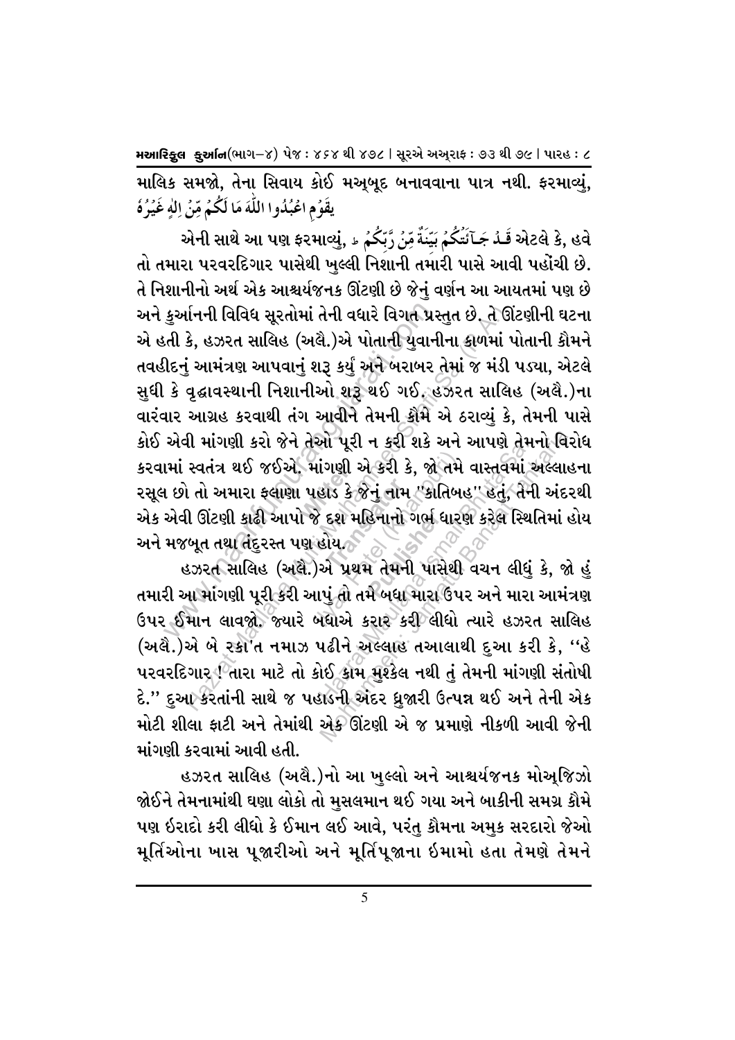માલિક સમજો, તેના સિવાય કોઈ મઅ્બૂદ બનાવવાના પાત્ર નથી. ફરમાવ્યું, يٰقَوۡمِ اعۡبُدُوا اللّٰهَ مَا لَكُمۡ مِّنۡ اِلٰهٍ غَيۡرُهٗ

એની સાથે આ પણ ફરમાવ્યું, قَدۡ جَآءَتۡكُمۡ بَيِّنَةٌ مِّنۡ رَّبِّكُمۡ ؕ એટલે કે, હવે તો તમારા પરવરદિગાર પાસેથી ખુલ્લી નિશાની તમારી પાસે આવી પહોંચી છે. તે નિશાનીનો અર્થ એક આશ્ચર્યજનક ઊંટણી છે જેનું વર્ણન આ આયતમાં પણ છે અને કુર્આનની વિવિધ સૂરતોમાં તેની વધારે વિગત પ્રસ્તુત છે. તે ઊંટણીની ઘટના એ હતી કે, હઝરત સાલિહ (અલૈ.)એ પોતાની યુવાનીના કાળમાં પોતાની કૌમને તવહીદનું આમંત્રણ આપવાનું શરૂ કર્યું અને બરાબર તેમાં જ મંડી પડ્યા, એટલે સુધી કે વૃદ્ધાવસ્થાની નિશાનીઓ શરૂ થઈ ગઈ. હઝરત સાલિહ (અલૈ.)ના વારંવાર આગ્રહ કરવાથી તંગ આવીને તેમની કૌમે એ ઠરાવ્યું કે, તેમની પાસે કોઈ એવી માંગણી કરો જેને તેઓ પૂરી ન કરી શકે અને આપણે તેમનો વિરોધ કરવામાં સ્વતંત્ર થઈ જઈએ. માંગણી એ કરી કે, જો તમે વાસ્તવમાં અલ્લાહના રસૂલ છો તો અમારા ફલાણા પહાડ કે જેનું નામ "કાતિબહ" હતું, તેની અંદરથી એક એવી ઊંટણી કાઢી આપો જે દશ મહિનાનો ગર્ભ ધારણ કરેલ સ્થિતિમાં હોય અને મજબૂત તથા તંદુરસ્ત પણ હોય.

હઝરત સાલિહ (અલૈ.)એ પ્રથમ તેમની પાસેથી વચન લીધું કે, જો હું તમારી આ માંગણી પૂરી કરી આપું તો તમે બધા મારા ઉપર અને મારા આમંત્રણ ઉપર ઈમાન લાવજો. જ્યારે બધાએ કરાર કરી લીધો ત્યારે હઝરત સાલિહ (અલૈ.)એ બે રકા'ત નમાઝ પઢીને અલ્લાહ તઆલાથી દુઆ કરી કે, "હે પરવરદિગાર! તારા માટે તો કોઈ કામ મુશ્કેલ નથી તું તેમની માંગણી સંતોષી દે." દુઆ કરતાંની સાથે જ પહાડની અંદર ધ્રુજારી ઉત્પન્ન થઈ અને તેની એક મોટી શીલા ફાટી અને તેમાંથી એક ઊંટણી એ જ પ્રમાણે નીકળી આવી જેની માંગણી કરવામાં આવી હતી.

હઝરત સાલિહ (અલૈ.)નો આ ખુલ્લો અને આશ્ચર્યજનક મોઅ્જિઝો જોઈને તેમનામાંથી ઘણા લોકો તો મુસલમાન થઈ ગયા અને બાકીની સમગ્ર કૌમે પણ ઈરાદો કરી લીધો કે ઈમાન લઈ આવે, પરંતુ કૌમના અમુક સરદારો જેઓ મૂર્તિઓના ખાસ પૂજારીઓ અને મૂર્તિપૂજાના ઈમામો હતા તેમણે તેમને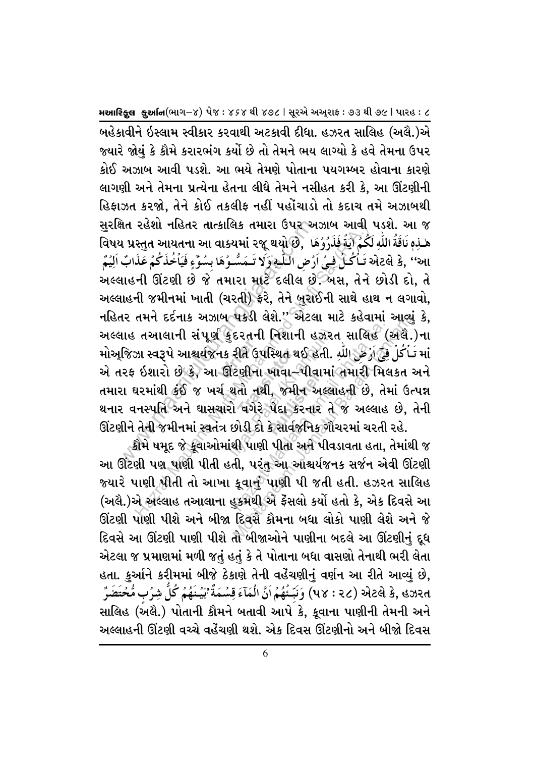બહેકાવીને ઈસ્લામ સ્વીકાર કરવાથી અટકાવી દીધા. હઝરત સાલિહ (અલૈ.)એ જ્યારે જોયું કે કૌમે કરારભંગ કર્યો છે તો તેમને ભય લાગ્યો કે હવે તેમના ઉપર કોઈ અઝાબ આવી પડશે. આ ભયે તેમણે પોતાના પયગમ્બર હોવાના કારણે લાગણી અને તેમના પ્રત્યેના હેતના લીધે તેમને નસીહત કરી કે, આ ઊંટણીની હિફાઝત કરજો, તેને કોઈ તકલીફ નહીં પહોંચાડો તો કદાચ તમે અઝાબથી સુરક્ષિત રહેશો નહિતર તાત્કાલિક તમારા ઉપર અઝાબ આવી પડશે. આ જ વિષય પ્રસ્તુત આયતના આ વાક્યમાં રજૂ થયો છે, هٰذِهٖ نَاقَةُ اللّٰهِ لَكُمْ اٰيَةً فَذَرُوْهَا تَاْكُلْ فِيْٓ اَرْضِ اللّٰهِ وَلَا تَمَسُّوْهَا بِسُوْٓءٍ فَيَاْخُذَكُمْ عَذَابٌ اَلِيْمٌ, એટલે કે, "આ અલ્લાહની ઊંટણી છે જે તમારા માટે દલીલ છે. બસ, તેને છોડી દો, તે અલ્લાહની જમીનમાં ખાતી (ચરતી) ફરે, તેને બુરાઈની સાથે હાથ ન લગાવો, નહિતર તમને દર્દનાક અઝાબ પકડી લેશે." એટલા માટે કહેવામાં આવ્યું કે, અલ્લાહ તઆલાની સંપૂર્ણ કુદરતની નિશાની હઝરત સાલિહ (અલૈ.)ના મોઅજિઝા સ્વરૂપે આશ્ચર્યજનક રીતે ઉપસ્થિત થઈ હતી. تَاْكُلْ فِيْٓ اَرْضِ اللّٰهِ માં એ તરફ ઈશારો છે કે, આ ઊંટણીના ખાવા–પીવામાં તમારી મિલકત અને તમારા ઘરમાંથી કંઈ જ ખર્ચ થતો નથી, જમીન અલ્લાહની છે, તેમાં ઉત્પન્ન થનાર વનસ્પતિ અને ઘાસચારો વગેરે પેદા કરનાર તે જ અલ્લાહ છે, તેની ઊંટણીને તેની જમીનમાં સ્વતંત્ર છોડી દો કે સાર્વજનિક ગૌચરમાં ચરતી રહે.

કૌમે ષમૂદ જે કૂવાઓમાંથી પાણી પીતા અને પીવડાવતા હતા, તેમાંથી જ આ ઊંટણી પણ પાણી પીતી હતી, પરંતુ આ આશ્ચર્યજનક સર્જન એવી ઊંટણી જ્યારે પાણી પીતી તો આખા કૂવાનું પાણી પી જતી હતી. હઝરત સાલિહ (અલૈ.)એ અલ્લાહ તઆલાના હુકમથી એ ફેંસલો કર્યો હતો કે, એક દિવસે આ ઊંટણી પાણી પીશે અને બીજા દિવસે કૌમના બધા લોકો પાણી લેશે અને જે દિવસે આ ઊંટણી પાણી પીશે તો બીજાઓને પાણીના બદલે આ ઊંટણીનું દૂધ એટલા જ પ્રમાણમાં મળી જતું હતું કે તે પોતાના બધા વાસણો તેનાથી ભરી લેતા હતા. કુર્આને કરીમમાં બીજે ઠેકાણે તેની વહેંચણીનું વર્ણન આ રીતે આવ્યું છે, وَنَبِّئْهُمْ اَنَّ الْمَآءَ قِسْمَةٌۢ بَيْنَهُمْ كُلُّ شِرْبٍ مُّحْتَضَرٌ (૫૪ : ૨૮) એટલે કે, હઝરત સાલિહ (અલૈ.) પોતાની કૌમને બતાવી આપે કે, કૂવાના પાણીની તેમની અને અલ્લાહની ઊંટણી વચ્ચે વહેંચણી થશે. એક દિવસ ઊંટણીનો અને બીજો દિવસ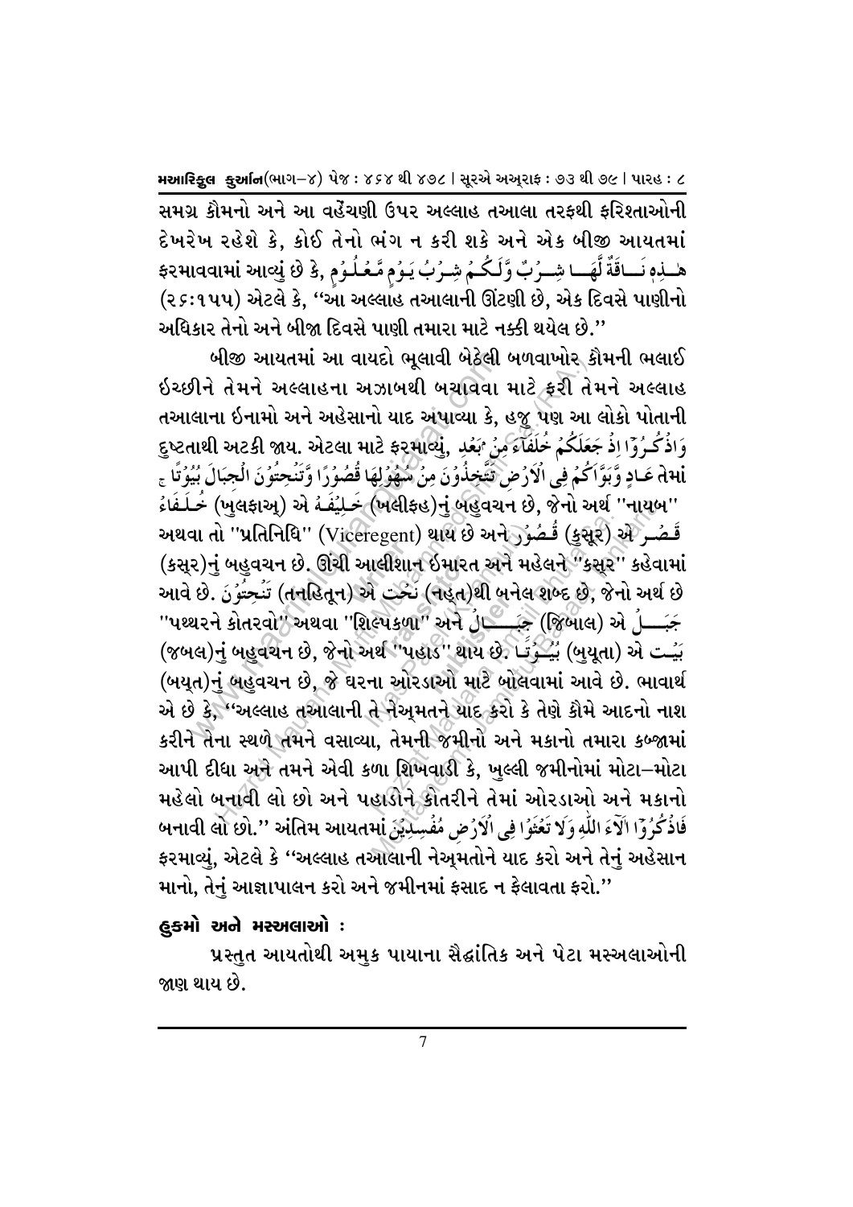સમગ્ર કૌમનો અને આ વહેંચણી ઉપર અલ્લાહ તઆલા તરફથી ફરિશ્તાઓની દેખરેખ રહેશે કે, કોઈ તેનો ભંગ ન કરી શકે અને એક બીજી આયતમાં ફરમાવવામાં આવ્યું છે કે, هٰذِهٖ نَاقَةٌ لَّهَا شِرْبٌ وَّلَكُمْ شِرْبُ يَوْمٍ مَّعْلُوْمٍ (૨૬:૧૫૫) એટલે કે, "આ અલ્લાહ તઆલાની ઊંટણી છે, એક દિવસે પાણીનો અધિકાર તેનો અને બીજા દિવસે પાણી તમારા માટે નક્કી થયેલ છે."

બીજી આયતમાં આ વાયદો ભૂલાવી બેઠેલી બળવાખોર કૌમની ભલાઈ ઇચ્છીને તેમને અલ્લાહના અઝાબથી બચાવવા માટે ફરી તેમને અલ્લાહ તઆલાના ઈનામો અને અહેસાનો યાદ અપાવ્યા કે, હજુ પણ આ લોકો પોતાની દુષ્ટતાથી અટકી જાય. એટલા માટે ફરમાવ્યું, وَاذْكُرُوْٓا اِذْ جَعَلَكُمْ خُلَفَآءَ مِنْۢ بَعْدِ عَادٍ وَّبَوَّاَكُمْ فِى الْاَرْضِ تَتَّخِذُوْنَ مِنْ سُهُوْلِهَا قُصُوْرًا وَّتَنْحِتُوْنَ الْجِبَالَ بُيُوْتًا ۚ તેમાં خُلَفَآءُ (ખુલફાઅ્) એ خَلِيْفَةُ (ખલીફહ)નું બહુવચન છે, જેનો અર્થ "નાયબ" અથવા તો "પ્રતિનિધિ" (Viceregent) થાય છે અને قُصُوْر (કુસૂર) એ قَصْر (કસ્ર)નું બહુવચન છે. ઊંચી આલીશાન ઈમારત અને મહેલને "કસ્ર" કહેવામાં આવે છે. تَنْحِتُوْنَ (તનહિતૂન) એ نَحْت (નહ્ત)થી બનેલ શબ્દ છે, જેનો અર્થ છે "પથ્થરને કોતરવો" અથવા "શિલ્પકળા" અને جِبَالُ (જિબાલ) એ جَبَل (જબલ)નું બહુવચન છે, જેનો અર્થ "પહાડ" થાય છે. بُيُوْتًا (બુયૂતા) એ بَيْت (બયૂત)નું બહુવચન છે, જે ઘરના ઓરડાઓ માટે બોલવામાં આવે છે. ભાવાર્થ એ છે કે, "અલ્લાહ તઆલાની તે નેઅ્મતને યાદ કરો કે તેણે કૌમે આદનો નાશ કરીને તેના સ્થળે તમને વસાવ્યા, તેમની જમીનો અને મકાનો તમારા કબ્જામાં આપી દીધા અને તમને એવી કળા શિખવાડી કે, ખુલ્લી જમીનોમાં મોટા–મોટા મહેલો બનાવી લો છો અને પહાડોને કોતરીને તેમાં ઓરડાઓ અને મકાનો બનાવી લો છો." અંતિમ આયતમાં فَاذْكُرُوْٓا اٰلَآءَ اللّٰهِ وَلَا تَعْثَوْا فِى الْاَرْضِ مُفْسِدِيْنَ ફરમાવ્યું, એટલે કે "અલ્લાહ તઆલાની નેઅ્મતોને યાદ કરો અને તેનું અહેસાન માનો, તેનું આજ્ઞાપાલન કરો અને જમીનમાં ફસાદ ન ફેલાવતા ફરો."

## હુકમો અને મસ્અલાઓ :

પ્રસ્તુત આયતોથી અમુક પાયાના સૈદ્ધાંતિક અને પેટા મસ્અલાઓની જાણ થાય છે.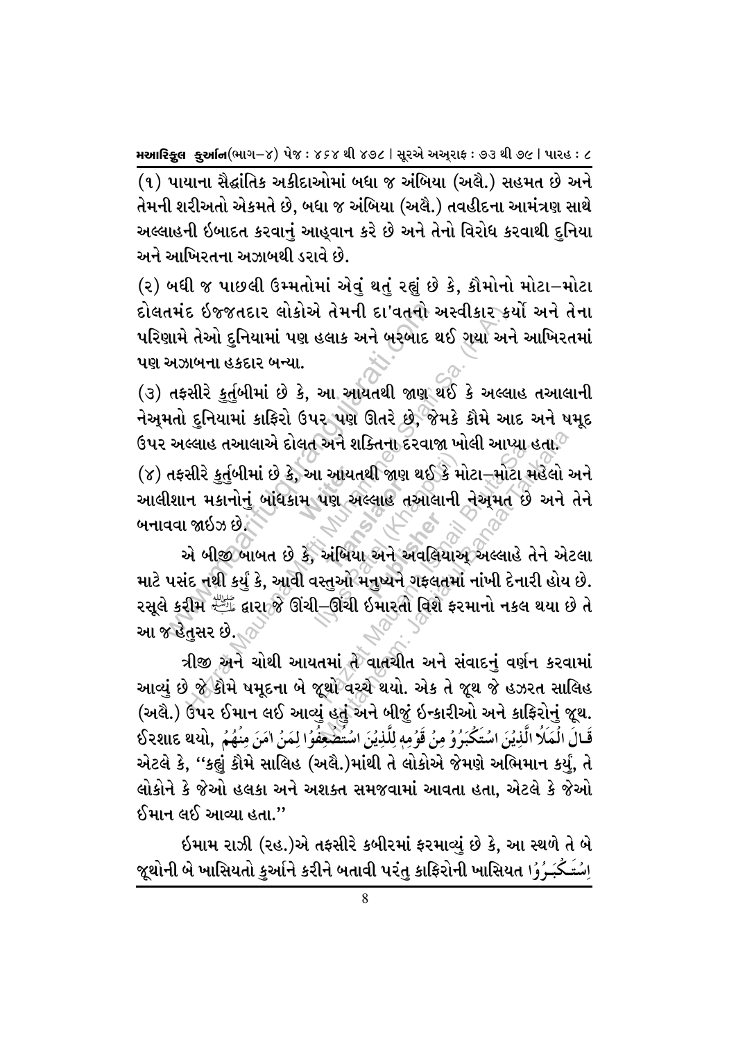(૧) પાયાના સૈદ્ધાંતિક અકીદાઓમાં બધા જ અંબિયા (અલૈ.) સહમત છે અને તેમની શરીઅતો એકમતે છે, બધા જ અંબિયા (અલૈ.) તવહીદના આમંત્રણ સાથે અલ્લાહની ઈબાદત કરવાનું આહ્વાન કરે છે અને તેનો વિરોધ કરવાથી દુનિયા અને આખિરતના અઝાબથી ડરાવે છે.

(૨) બધી જ પાછલી ઉમ્મતોમાં એવું થતું રહ્યું છે કે, કૌમોનો મોટા–મોટા દોલતમંદ ઈજ્જતદાર લોકોએ તેમની દા'વતનો અસ્વીકાર કર્યો અને તેના પરિણામે તેઓ દુનિયામાં પણ હલાક અને બરબાદ થઈ ગયા અને આખિરતમાં પણ અઝાબના હકદાર બન્યા.

(૩) તફસીરે કુર્તુબીમાં છે કે, આ આયતથી જાણ થઈ કે અલ્લાહ તઆલાની નેઅ્મતો દુનિયામાં કાફિરો ઉપર પણ ઊતરે છે, જેમકે કૌમે આદ અને ષમૂદ ઉપર અલ્લાહ તઆલાએ દોલત અને શક્તિના દરવાજા ખોલી આપ્યા હતા.

(૪) તફસીરે કુર્તુબીમાં છે કે, આ આયતથી જાણ થઈ કે મોટા–મોટા મહેલો અને આલીશાન મકાનોનું બાંધકામ પણ અલ્લાહ તઆલાની નેઅ્મત છે અને તેને બનાવવા જાઈઝ છે.

એ બીજી બાબત છે કે, અંબિયા અને અવલિયાએ અલ્લાહે તેને એટલા માટે પસંદ નથી કર્યું કે, આવી વસ્તુઓ મનુષ્યને ગફલતમાં નાંખી દેનારી હોય છે. રસૂલે કરીમ ﷺ દ્વારા જે ઊંચી–ઊંચી ઈમારતો વિશે ફરમાનો નકલ થયા છે તે આ જ હેતુસર છે.

ત્રીજી અને ચોથી આયતમાં તે વાતચીત અને સંવાદનું વર્ણન કરવામાં આવ્યું છે જે કૌમે ષમૂદના બે જૂથો વચ્ચે થયો. એક તે જૂથ જે હઝરત સાલિહ (અલૈ.) ઉપર ઈમાન લઈ આવ્યું હતું અને બીજું ઈન્કારીઓ અને કાફિરોનું જૂથ. ઈરશાદ થયો, قَالَ الْمَلَاُ الَّذِیْنَ اسْتَكْبَرُوْ مِنْ قَوْمِهٖ لِلَّذِیْنَ اسْتُضْعِفُوْا لِمَنْ اٰمَنَ مِنْهُمْ એટલે કે, "કહ્યું કૌમે સાલિહ (અલૈ.)માંથી તે લોકોએ જેમણે અભિમાન કર્યું, તે લોકોને કે જેઓ હલકા અને અશક્ત સમજવામાં આવતા હતા, એટલે કે જેઓ ઈમાન લઈ આવ્યા હતા."

ઈમામ રાઝી (રહ.)એ તફસીરે કબીરમાં ફરમાવ્યું છે કે, આ સ્થળે તે બે જૂથોની બે ખાસિયતો કુર્આને કરીને બતાવી પરંતુ કાફિરોની ખાસિયત اِسْتَكْبَرُوْا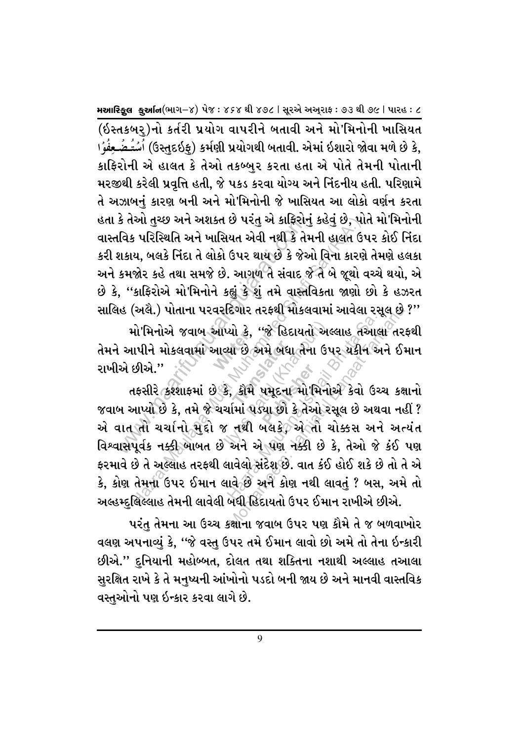(ઈસ્તકબરૂ)નો કર્તરી પ્રયોગ વાપરીને બતાવી અને મો'મિનોની ખાસિયત اُسۡتُضۡعِفُوۡا (ઉસ્તુદઈફુ) કર્મણી પ્રયોગથી બતાવી. એમાં ઈશારો જોવા મળે છે કે, કાફિરોની એ હાલત કે તેઓ તકબ્બુર કરતા હતા એ પોતે તેમની પોતાની મરજીથી કરેલી પ્રવૃત્તિ હતી, જે પકડ કરવા યોગ્ય અને નિંદનીય હતી. પરિણામે તે અઝાબનું કારણ બની અને મો'મિનોની જે ખાસિયત આ લોકો વર્ણન કરતા હતા કે તેઓ તુચ્છ અને અશક્ત છે પરંતુ એ કાફિરોનું કહેવું છે, પોતે મો'મિનોની વાસ્તવિક પરિસ્થિતિ અને ખાસિયત એવી નથી કે તેમની હાલત ઉપર કોઈ નિંદા કરી શકાય, બલકે નિંદા તે લોકો ઉપર થાય છે કે જેઓ વિના કારણે તેમણે હલકા અને કમજોર કહે તથા સમજે છે. આગળ તે સંવાદ જે તે બે જૂથો વચ્ચે થયો, એ છે કે, "કાફિરોએ મો'મિનોને કહ્યું કે શું તમે વાસ્તવિકતા જાણો છો કે હઝરત સાલિહ (અલૈ.) પોતાના પરવરદિગાર તરફથી મોકલવામાં આવેલા રસૂલ છે?"

મો'મિનોએ જવાબ આપ્યો કે, "જે હિદાયતો અલ્લાહ તઆલા તરફથી તેમને આપીને મોકલવામાં આવ્યા છે અમે બધા તેના ઉપર યકીન અને ઈમાન રાખીએ છીએ."

તફસીરે કશ્શાફમાં છે કે, કૌમે ષમૂદના મો'મિનોએ કેવો ઉચ્ચ કક્ષાનો જવાબ આપ્યો છે કે, તમે જે ચર્ચામાં પડ્યા છો કે તેઓ રસૂલ છે અથવા નહીં? એ વાત તો ચર્ચાનો મુદ્દો જ નથી બલકે, એ તો ચોક્કસ અને અત્યંત વિશ્વાસપૂર્વક નક્કી બાબત છે અને એ પણ નક્કી છે કે, તેઓ જે કંઈ પણ ફરમાવે છે તે અલ્લાહ તરફથી લાવેલો સંદેશ છે. વાત કંઈ હોઈ શકે છે તો તે એ કે, કોણ તેમના ઉપર ઈમાન લાવે છે અને કોણ નથી લાવતું? બસ, અમે તો અલ્હમ્દુલિલ્લાહ તેમની લાવેલી બધી હિદાયતો ઉપર ઈમાન રાખીએ છીએ.

પરંતુ તેમના આ ઉચ્ચ કક્ષાના જવાબ ઉપર પણ કૌમે તે જ બળવાખોર વલણ અપનાવ્યું કે, "જે વસ્તુ ઉપર તમે ઈમાન લાવો છો અમે તો તેના ઈન્કારી છીએ." દુનિયાની મહોબ્બત, દોલત તથા શક્તિના નશાથી અલ્લાહ તઆલા સુરક્ષિત રાખે કે તે મનુષ્યની આંખોનો પડદો બની જાય છે અને માનવી વાસ્તવિક વસ્તુઓનો પણ ઈન્કાર કરવા લાગે છે.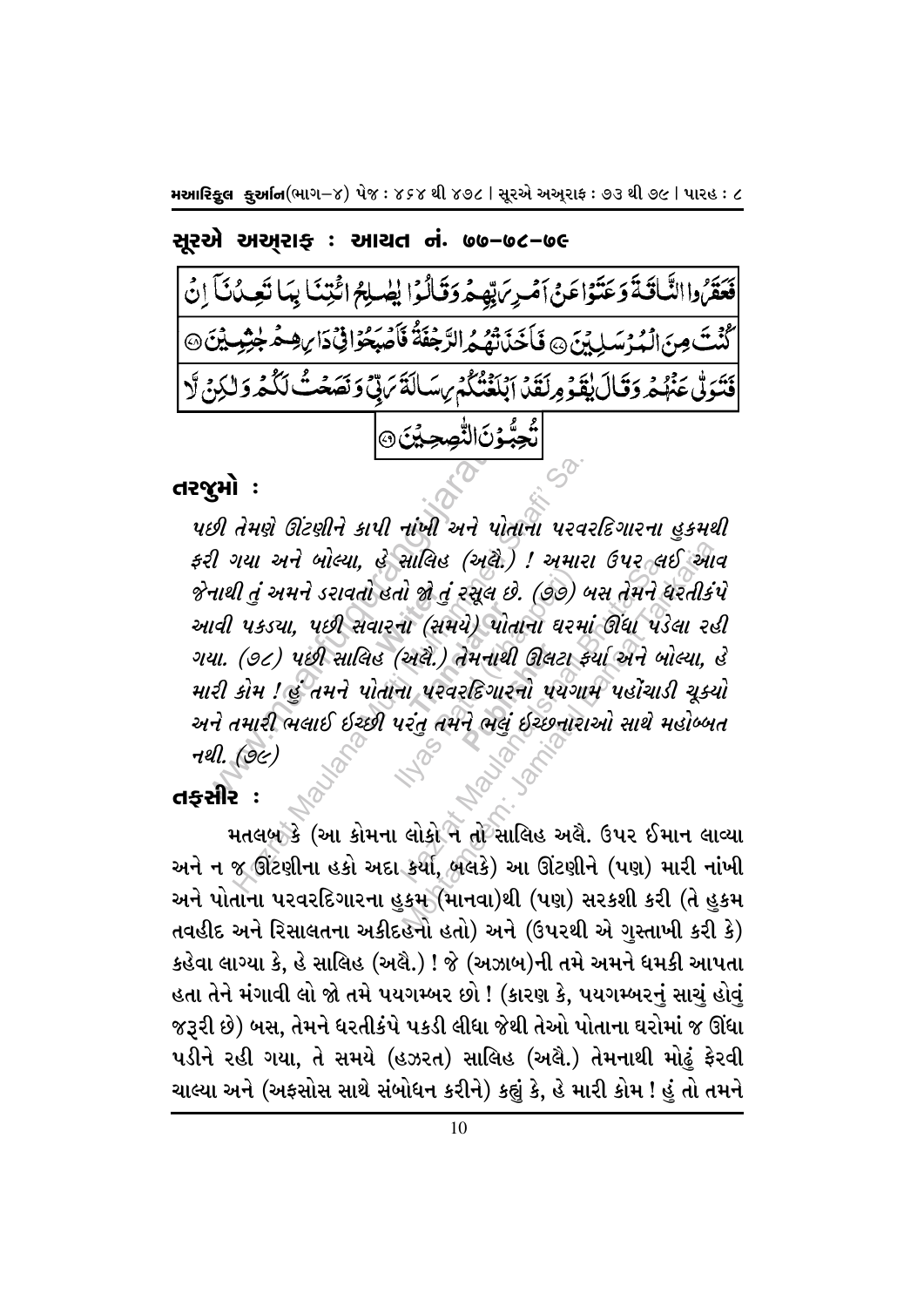## સૂરએ અઅ્રાફ : આયત નં. ૭૭–૭૮–૭૯

فَعَقَرُوا النَّاقَةَ وَعَتَوْا عَنْ أَمْرِ رَبِّهِمْ وَقَالُوا يَٰصَٰلِحُ ائْتِنَا بِمَا تَعِدُنَآ إِن كُنتَ مِنَ الْمُرْسَلِينَ ﴿٧٧﴾ فَأَخَذَتْهُمُ الرَّجْفَةُ فَأَصْبَحُوا فِي دَارِهِمْ جَٰثِمِينَ ﴿٧٨﴾ فَتَوَلَّىٰ عَنْهُمْ وَقَالَ يَٰقَوْمِ لَقَدْ أَبْلَغْتُكُمْ رِسَالَةَ رَبِّي وَنَصَحْتُ لَكُمْ وَلَٰكِن لَّا تُحِبُّونَ النَّٰصِحِينَ ﴿٧٩﴾

### તરજુમો :

*પછી તેમણે ઊંટણીને કાપી નાંખી અને પોતાના પરવરદિગારના હુકમથી ફરી ગયા અને બોલ્યા, હે સાલિહ (અલૈ.) ! અમારા ઉપર લઈ આવ જેનાથી તું અમને ડરાવતો હતો જો તું રસૂલ છે. (૭૭) બસ તેમને ધરતીકંપે આવી પકડ્યા, પછી સવારના (સમયે) પોતાના ઘરમાં ઊંધા પડેલા રહી ગયા. (૭૮) પછી સાલિહ (અલૈ.) તેમનાથી ઊલટા ફર્યા અને બોલ્યા, હે મારી કોમ ! હું તમને પોતાના પરવરદિગારનો પયગામ પહોંચાડી ચૂક્યો અને તમારી ભલાઈ ઇચ્છી પરંતુ તમને ભલું ઇચ્છનારાઓ સાથે મહોબ્બત નથી. (૭૯)*

### તફસીર :

મતલબ કે (આ કોમના લોકો ન તો સાલિહ અલૈ. ઉપર ઈમાન લાવ્યા અને ન જ ઊંટણીના હકો અદા કર્યા, બલકે) આ ઊંટણીને (પણ) મારી નાંખી અને પોતાના પરવરદિગારના હુકમ (માનવા)થી (પણ) સરકશી કરી (તે હુકમ તવહીદ અને રિસાલતના અકીદહનો હતો) અને (ઉપરથી એ ગુસ્તાખી કરી કે) કહેવા લાગ્યા કે, હે સાલિહ (અલૈ.) ! જે (અઝાબ)ની તમે અમને ધમકી આપતા હતા તેને મંગાવી લો જો તમે પયગમ્બર છો ! (કારણ કે, પયગમ્બરનું સાચું હોવું જરૂરી છે) બસ, તેમને ધરતીકંપે પકડી લીધા જેથી તેઓ પોતાના ઘરોમાં જ ઊંધા પડીને રહી ગયા, તે સમયે (હઝરત) સાલિહ (અલૈ.) તેમનાથી મોઢું ફેરવી ચાલ્યા અને (અફસોસ સાથે સંબોધન કરીને) કહ્યું કે, હે મારી કોમ ! હું તો તમને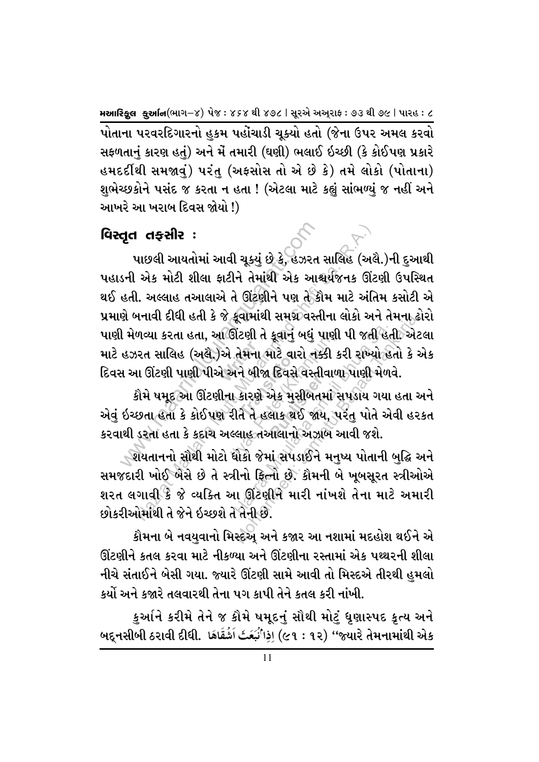પોતાના પરવરદિગારનો હુકમ પહોંચાડી ચૂક્યો હતો (જેના ઉપર અમલ કરવો સફળતાનું કારણ હતું) અને મેં તમારી (ઘણી) ભલાઈ ઇચ્છી (કે કોઈપણ પ્રકારે હમદર્દીથી સમજાવું) પરંતુ (અફસોસ તો એ છે કે) તમે લોકો (પોતાના) શુભેચ્છકોને પસંદ જ કરતા ન હતા ! (એટલા માટે કહ્યું સાંભળ્યું જ નહીં અને આખરે આ ખરાબ દિવસ જોયો !)

## વિસ્તૃત તફસીર :

પાછલી આયતોમાં આવી ચૂક્યું છે કે, હઝરત સાલિહ (અલૈ.)ની દુઆથી પહાડની એક મોટી શીલા ફાટીને તેમાંથી એક આશ્ચર્યજનક ઊંટણી ઉપસ્થિત થઈ હતી. અલ્લાહ તઆલાએ તે ઊંટણીને પણ તે કૌમ માટે અંતિમ કસોટી એ પ્રમાણે બનાવી દીધી હતી કે જે કૂવામાંથી સમગ્ર વસ્તીના લોકો અને તેમના ઢોરો પાણી મેળવ્યા કરતા હતા, આ ઊંટણી તે કૂવાનું બધું પાણી પી જતી હતી. એટલા માટે હઝરત સાલિહ (અલૈ.)એ તેમના માટે વારો નક્કી કરી રાખ્યો હતો કે એક દિવસ આ ઊંટણી પાણી પીએ અને બીજા દિવસે વસ્તીવાળા પાણી મેળવે.

કૌમે ષમૂદ આ ઊંટણીના કારણે એક મુસીબતમાં સપડાય ગયા હતા અને એવું ઇચ્છતા હતા કે કોઈપણ રીતે તે હલાક થઈ જાય, પરંતુ પોતે એવી હરકત કરવાથી ડરતા હતા કે કદાચ અલ્લાહ તઆલાનો અઝાબ આવી જશે.

શયતાનનો સૌથી મોટો ધોકો જેમાં સપડાઈને મનુષ્ય પોતાની બુદ્ધિ અને સમજદારી ખોઈ બેસે છે તે સ્ત્રીનો ફિત્નો છે. કૌમની બે ખૂબસૂરત સ્ત્રીઓએ શરત લગાવી કે જે વ્યક્તિ આ ઊંટણીને મારી નાંખશે તેના માટે અમારી છોકરીઓમાંથી તે જેને ઇચ્છશે તે તેની છે.

કૌમના બે નવયુવાનો મિસ્દઅ્ અને કજાર આ નશામાં મદહોશ થઈને એ ઊંટણીને કતલ કરવા માટે નીકળ્યા અને ઊંટણીના રસ્તામાં એક પથ્થરની શીલા નીચે સંતાઈને બેસી ગયા. જ્યારે ઊંટણી સામે આવી તો મિસ્દએ તીરથી હુમલો કર્યો અને કજારે તલવારથી તેના પગ કાપી તેને કતલ કરી નાંખી.

કુર્આને કરીમે તેને જ કૌમે ષમૂદનું સૌથી મોટું ધૃણાસ્પદ કૃત્ય અને બદ્નસીબી ઠરાવી દીધી. اِذِ انۡۢبَعَثَ اَشۡقٰىهَا (૯૧ : ૧૨) "જ્યારે તેમનામાંથી એક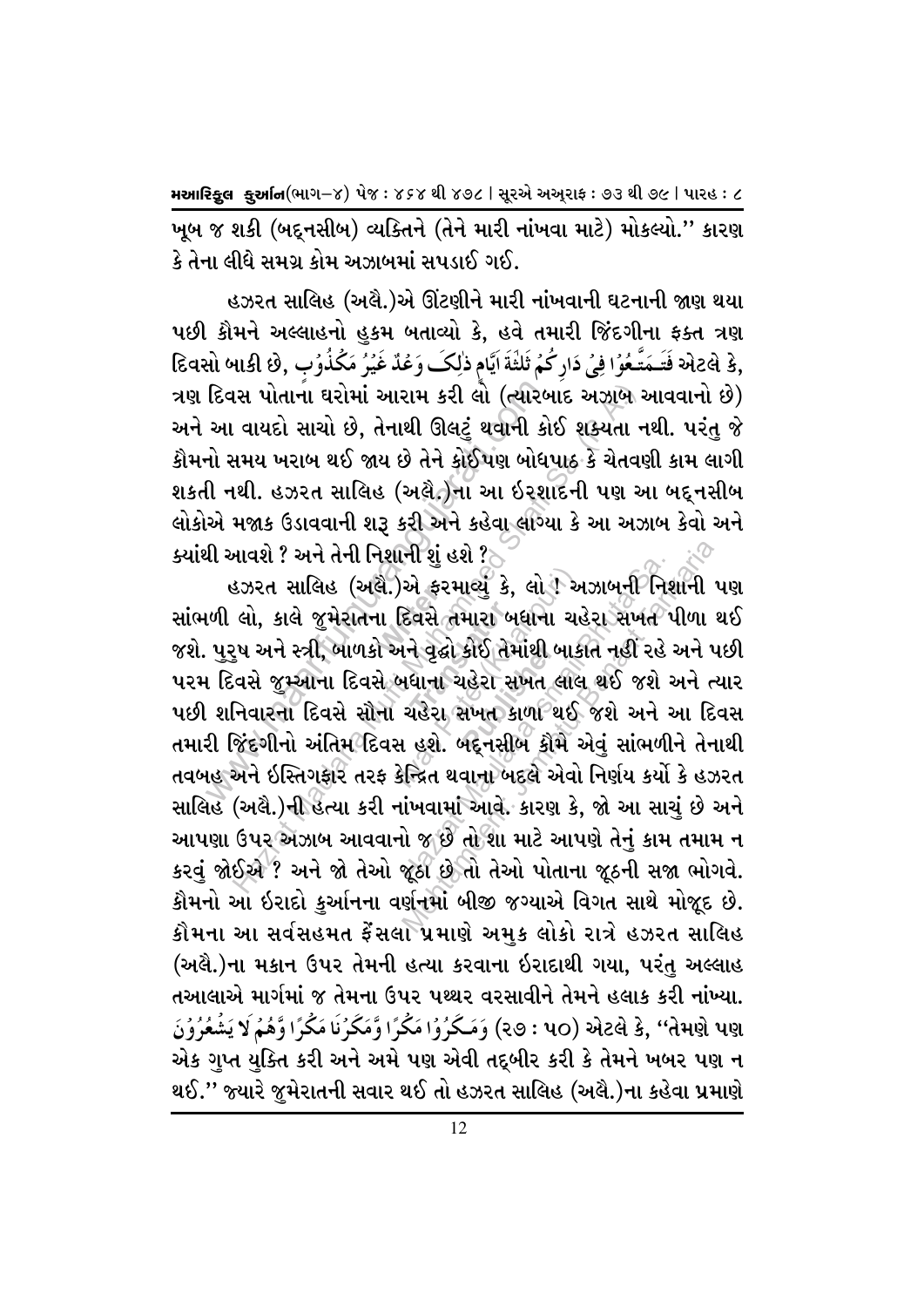ખૂબ જ શકી (બદ્નસીબ) વ્યક્તિને (તેને મારી નાંખવા માટે) મોકલ્યો.'' કારણ કે તેના લીધે સમગ્ર કોમ અઝાબમાં સપડાઈ ગઈ.

હઝરત સાલિહ (અલૈ.)એ ઊંટણીને મારી નાંખવાની ઘટનાની જાણ થયા પછી કૌમને અલ્લાહનો હુકમ બતાવ્યો કે, હવે તમારી જિંદગીના ફક્ત ત્રણ દિવસો બાકી છે, فَتَمَتَّعُوْا فِيْ دَارِكُمْ ثَلٰثَةَ اَيَّامٍ ذٰلِكَ وَعْدٌ غَيْرُ مَكْذُوْبٍ એટલે કે, ત્રણ દિવસ પોતાના ઘરોમાં આરામ કરી લો (ત્યારબાદ અઝાબ આવવાનો છે) અને આ વાયદો સાચો છે, તેનાથી ઊલટું થવાની કોઈ શક્યતા નથી. પરંતુ જે કૌમનો સમય ખરાબ થઈ જાય છે તેને કોઈપણ બોધપાઠ કે ચેતવણી કામ લાગી શકતી નથી. હઝરત સાલિહ (અલૈ.)ના આ ઈરશાદની પણ આ બદ્નસીબ લોકોએ મજાક ઉડાવવાની શરૂ કરી અને કહેવા લાગ્યા કે આ અઝાબ કેવો અને ક્યાંથી આવશે ? અને તેની નિશાની શું હશે ?

હઝરત સાલિહ (અલૈ.)એ ફરમાવ્યું કે, લો ! અઝાબની નિશાની પણ સાંભળી લો, કાલે જુમેરાતના દિવસે તમારા બધાના ચહેરા સખત પીળા થઈ જશે. પુરુષ અને સ્ત્રી, બાળકો અને વૃદ્ધો કોઈ તેમાંથી બાકાત નહીં રહે અને પછી પરમ દિવસે જુમ્આના દિવસે બધાના ચહેરા સખત લાલ થઈ જશે અને ત્યાર પછી શનિવારના દિવસે સૌના ચહેરા સખત કાળા થઈ જશે અને આ દિવસ તમારી જિંદગીનો અંતિમ દિવસ હશે. બદ્નસીબ કૌમે એવું સાંભળીને તેનાથી તવબહ અને ઈસ્તિગફાર તરફ કેન્દ્રિત થવાના બદલે એવો નિર્ણય કર્યો કે હઝરત સાલિહ (અલૈ.)ની હત્યા કરી નાંખવામાં આવે. કારણ કે, જો આ સાચું છે અને આપણા ઉપર અઝાબ આવવાનો જ છે તો શા માટે આપણે તેનું કામ તમામ ન કરવું જોઈએ ? અને જો તેઓ જૂઠા છે તો તેઓ પોતાના જૂઠની સજા ભોગવે. કૌમનો આ ઈરાદો કુર્આનના વર્ણનમાં બીજી જગ્યાએ વિગત સાથે મોજૂદ છે. કૌમના આ સર્વસહમત ફેંસલા પ્રમાણે અમુક લોકો રાત્રે હઝરત સાલિહ (અલૈ.)ના મકાન ઉપર તેમની હત્યા કરવાના ઈરાદાથી ગયા, પરંતુ અલ્લાહ તઆલાએ માર્ગમાં જ તેમના ઉપર પથ્થર વરસાવીને તેમને હલાક કરી નાંખ્યા. وَمَكَرُوْا مَكْرًا وَّمَكَرْنَا مَكْرًا وَّهُمْ لَا يَشْعُرُوْنَ (૨૭ : ૫૦) એટલે કે, ''તેમણે પણ એક ગુપ્ત યુક્તિ કરી અને અમે પણ એવી તદ્બીર કરી કે તેમને ખબર પણ ન થઈ.'' જ્યારે જુમેરાતની સવાર થઈ તો હઝરત સાલિહ (અલૈ.)ના કહેવા પ્રમાણે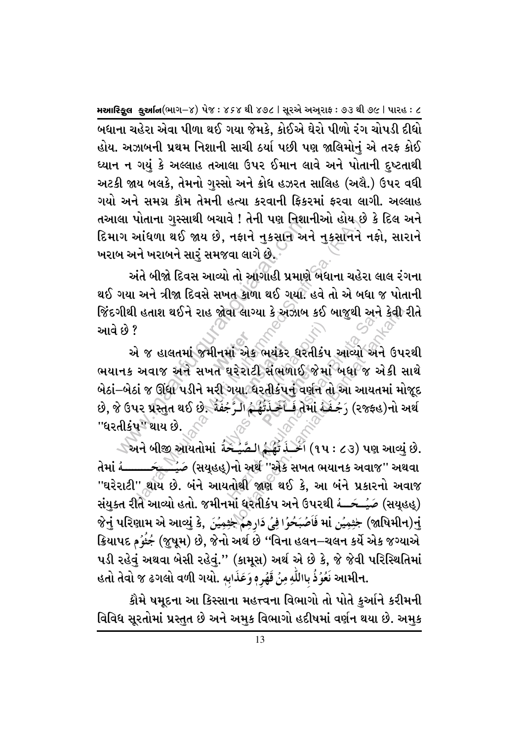બધાના ચહેરા એવા પીળા થઈ ગયા જેમકે, કોઈએ ઘેરો પીળો રંગ ચોપડી દીધો હોય. અઝાબની પ્રથમ નિશાની સાચી ઠર્યા પછી પણ જાલિમોનું એ તરફ કોઈ ધ્યાન ન ગયું કે અલ્લાહ તઆલા ઉપર ઈમાન લાવે અને પોતાની દુષ્ટતાથી અટકી જાય બલકે, તેમનો ગુસ્સો અને ક્રોધ હઝરત સાલિહ (અલૈ.) ઉપર વધી ગયો અને સમગ્ર કૌમ તેમની હત્યા કરવાની ફિકરમાં ફરવા લાગી. અલ્લાહ તઆલા પોતાના ગુસ્સાથી બચાવે ! તેની પણ નિશાનીઓ હોય છે કે દિલ અને દિમાગ આંધળા થઈ જાય છે, નફાને નુકસાન અને નુકસાનને નફો, સારાને ખરાબ અને ખરાબને સારું સમજવા લાગે છે.

અંતે બીજો દિવસ આવ્યો તો આગાહી પ્રમાણે બધાના ચહેરા લાલ રંગના થઈ ગયા અને ત્રીજા દિવસે સખત કાળા થઈ ગયા. હવે તો એ બધા જ પોતાની જિંદગીથી હતાશ થઈને રાહ જોવા લાગ્યા કે અઝાબ કઈ બાજુથી અને કેવી રીતે આવે છે ?

એ જ હાલતમાં જમીનમાં એક ભયંકર ધરતીકંપ આવ્યો અને ઉપરથી ભયાનક અવાજ અને સખત ઘરેરાટી સંભળાઈ જેમાં બધા જ એકી સાથે બેઠાં–બેઠાં જ ઊંધા પડીને મરી ગયા. ધરતીકંપનું વર્ણન તો આ આયતમાં મોજૂદ છે, જે ઉપર પ્રસ્તુત થઈ છે. فَاَخَذَتْهُمُ الرَّجْفَةُ તેમાં رَجْفَةُ (રજફહ)નો અર્થ "ધરતીકંપ" થાય છે.

અને બીજી આયતોમાં اَخَذَتْهُمُ الصَّيْحَةُ (૧૫ : ૮૩) પણ આવ્યું છે. તેમાં صَيْحَةُ (સયૂહહ્)નો અર્થ "એક સખત ભયાનક અવાજ" અથવા "ઘરેરાટી" થાય છે. બંને આયતોથી જાણ થઈ કે, આ બંને પ્રકારનો અવાજ સંયુક્ત રીતે આવ્યો હતો. જમીનમાં ધરતીકંપ અને ઉપરથી صَيْحَةُ (સયૂહહ્) જેનું પરિણામ એ આવ્યું કે, فَاَصْبَحُوْا فِيْ دَارِهِمْ جٰثِمِيْنَ માં جٰثِمِيْنَ (જાષિમીન)નું ક્રિયાપદ جُثُوْم (જુષૂમ) છે, જેનો અર્થ છે "વિના હલન–ચલન કર્યે એક જગ્યાએ પડી રહેવું અથવા બેસી રહેવું." (કામૂસ) અર્થ એ છે કે, જે જેવી પરિસ્થિતિમાં હતો તેવો જ ઢગલો વળી ગયો. نَعُوْذُ بِاللّٰهِ مِنْ قَهْرِهٖ وَعَذَابِهٖ આમીન.

કૌમે ષમૂદના આ કિસ્સાના મહત્ત્વના વિભાગો તો પોતે કુર્આને કરીમની વિવિધ સૂરતોમાં પ્રસ્તુત છે અને અમુક વિભાગો હદીષમાં વર્ણન થયા છે. અમુક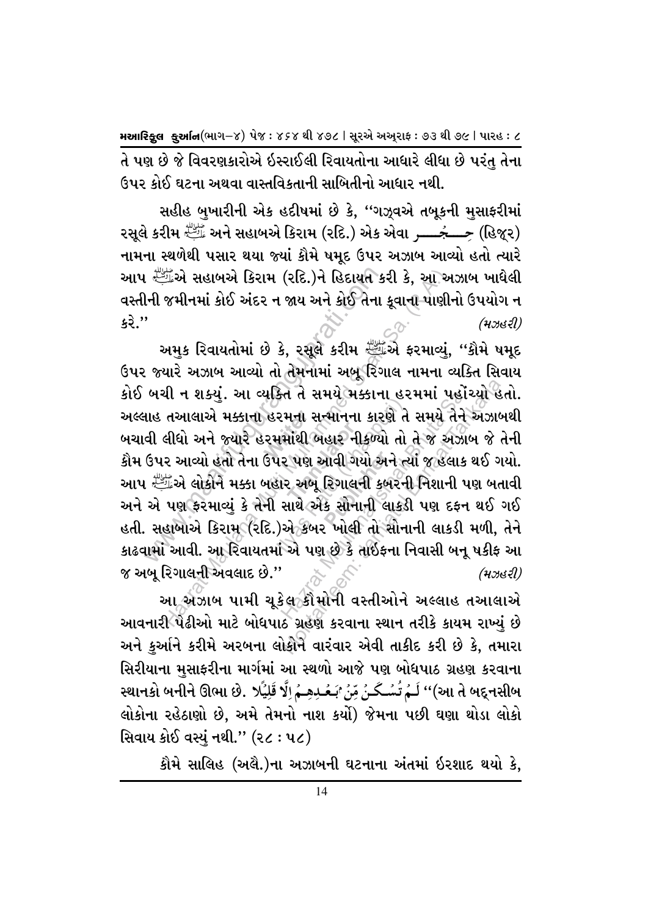તે પણ છે જે વિવરણકારોએ ઇસ્રાઈલી રિવાયતોના આધારે લીધા છે પરંતુ તેના ઉપર કોઈ ઘટના અથવા વાસ્તવિકતાની સાબિતીનો આધાર નથી.

સહીહ બુખારીની એક હદીષમાં છે કે, "ગઝ્વએ તબૂકની મુસાફરીમાં રસૂલે કરીમ ﷺ અને સહાબએ કિરામ (રદિ.) એક એવા حِجْر (હિજ્ર) નામના સ્થળેથી પસાર થયા જ્યાં કૌમે ષમૂદ ઉપર અઝાબ આવ્યો હતો ત્યારે આપ ﷺએ સહાબએ કિરામ (રદિ.)ને હિદાયત કરી કે, આ અઝાબ ખાધેલી વસ્તીની જમીનમાં કોઈ અંદર ન જાય અને કોઈ તેના કૂવાના પાણીનો ઉપયોગ ન કરે." *(મઝહરી)*

અમુક રિવાયતોમાં છે કે, રસૂલે કરીમ ﷺએ ફરમાવ્યું, "કૌમે ષમૂદ ઉપર જ્યારે અઝાબ આવ્યો તો તેમનામાં અબૂ રિગાલ નામના વ્યક્તિ સિવાય કોઈ બચી ન શક્યું. આ વ્યક્તિ તે સમયે મક્કાના હરમમાં પહોંચ્યો હતો. અલ્લાહ તઆલાએ મક્કાના હરમના સન્માનના કારણે તે સમયે તેને અઝાબથી બચાવી લીધો અને જ્યારે હરમમાંથી બહાર નીકળ્યો તો તે જ અઝાબ જે તેની કૌમ ઉપર આવ્યો હતો તેના ઉપર પણ આવી ગયો અને ત્યાં જ હલાક થઈ ગયો. આપ ﷺએ લોકોને મક્કા બહાર અબૂ રિગાલની કબરની નિશાની પણ બતાવી અને એ પણ ફરમાવ્યું કે તેની સાથે એક સોનાની લાકડી પણ દફન થઈ ગઈ હતી. સહાબાએ કિરામ (રદિ.)એ કબર ખોલી તો સોનાની લાકડી મળી, તેને કાઢવામાં આવી. આ રિવાયતમાં એ પણ છે કે તાઈફના નિવાસી બનૂ ષકીફ આ જ અબૂ રિગાલની અવલાદ છે." *(મઝહરી)*

આ અઝાબ પામી ચૂકેલ કૌમોની વસ્તીઓને અલ્લાહ તઆલાએ આવનારી પેઢીઓ માટે બોધપાઠ ગ્રહણ કરવાના સ્થાન તરીકે કાયમ રાખ્યું છે અને કુર્આને કરીમે અરબના લોકોને વારંવાર એવી તાકીદ કરી છે કે, તમારા સિરીયાના મુસાફરીના માર્ગમાં આ સ્થળો આજે પણ બોધપાઠ ગ્રહણ કરવાના સ્થાનકો બનીને ઊભા છે. لَمْ تُسْكَنْ مِّنْ بَعْدِهِمْ اِلَّا قَلِيْلًا "(આ તે બદ્નસીબ લોકોના રહેઠાણો છે, અમે તેમનો નાશ કર્યો) જેમના પછી ઘણા થોડા લોકો સિવાય કોઈ વસ્યું નથી." (૨૮ : ૫૮)

કૌમે સાલિહ (અલૈ.)ના અઝાબની ઘટનાના અંતમાં ઇરશાદ થયો કે,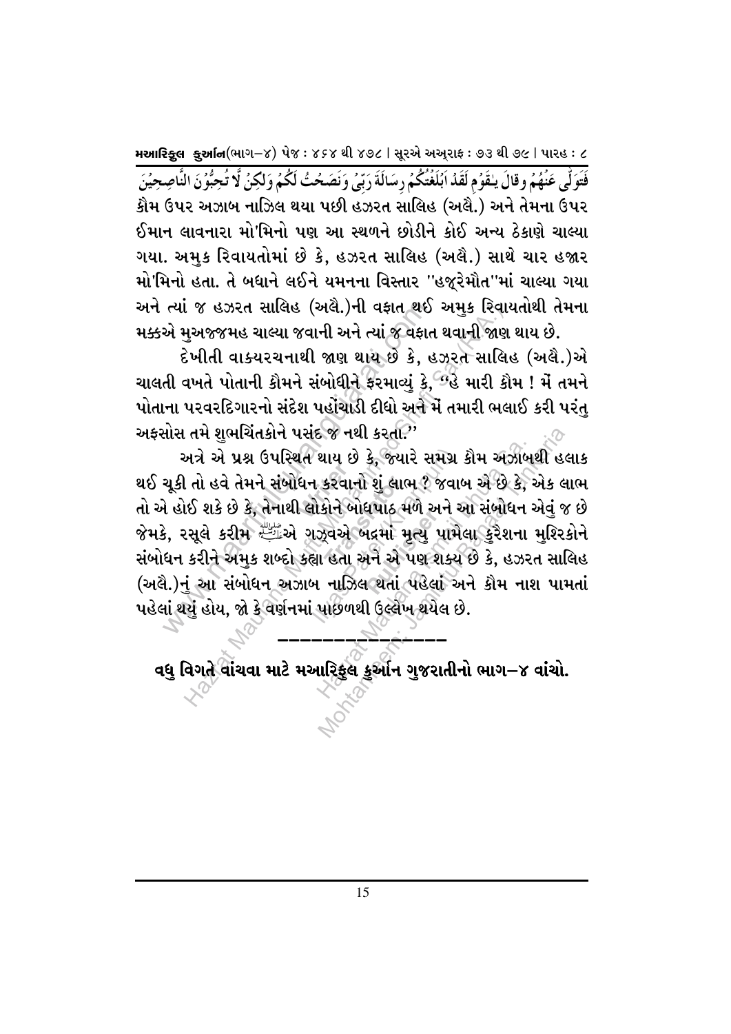فَتَوَلّٰى عَنْهُمْ وقالَ يٰقَوْمِ لَقَدْ اَبْلَغْتُكُمْ رِسَالَةَ رَبِّىْ وَنَصَحْتُ لَكُمْ وَلٰكِنْ لَّا تُحِبُّوْنَ النّٰصِحِيْنَ

કૌમ ઉપર અઝાબ નાઝિલ થયા પછી હઝરત સાલિહ (અલૈ.) અને તેમના ઉપર ઈમાન લાવનારા મો'મિનો પણ આ સ્થળને છોડીને કોઈ અન્ય ઠેકાણે ચાલ્યા ગયા. અમુક રિવાયતોમાં છે કે, હઝરત સાલિહ (અલૈ.) સાથે ચાર હજાર મો'મિનો હતા. તે બધાને લઈને યમનના વિસ્તાર "હજ્રેમૌત"માં ચાલ્યા ગયા અને ત્યાં જ હઝરત સાલિહ (અલૈ.)ની વફાત થઈ અમુક રિવાયતોથી તેમના મક્કએ મુઅજ્જમહ ચાલ્યા જવાની અને ત્યાં જ વફાત થવાની જાણ થાય છે.

દેખીતી વાક્યરચનાથી જાણ થાય છે કે, હઝરત સાલિહ (અલૈ.)એ ચાલતી વખતે પોતાની કૌમને સંબોધીને ફરમાવ્યું કે, "હે મારી કૌમ ! મેં તમને પોતાના પરવરદિગારનો સંદેશ પહોંચાડી દીધો અને મેં તમારી ભલાઈ કરી પરંતુ અફસોસ તમે શુભચિંતકોને પસંદ જ નથી કરતા."

અત્રે એ પ્રશ્ન ઉપસ્થિત થાય છે કે, જ્યારે સમગ્ર કૌમ અઝાબથી હલાક થઈ ચૂકી તો હવે તેમને સંબોધન કરવાનો શું લાભ ? જવાબ એ છે કે, એક લાભ તો એ હોઈ શકે છે કે, તેનાથી લોકોને બોધપાઠ મળે અને આ સંબોધન એવું જ છે જેમકે, રસૂલે કરીમ ﷺએ ગઝ્વએ બદ્રમાં મૃત્યુ પામેલા કુરૈશના મુશ્રિકોને સંબોધન કરીને અમુક શબ્દો કહ્યા હતા અને એ પણ શક્ય છે કે, હઝરત સાલિહ (અલૈ.)નું આ સંબોધન અઝાબ નાઝિલ થતાં પહેલાં અને કૌમ નાશ પામતાં પહેલાં થયું હોય, જો કે વર્ણનમાં પાછળથી ઉલ્લેખ થયેલ છે.

---

**વધુ વિગતે વાંચવા માટે મઆરિફુલ કુર્આન ગુજરાતીનો ભાગ–૪ વાંચો.**